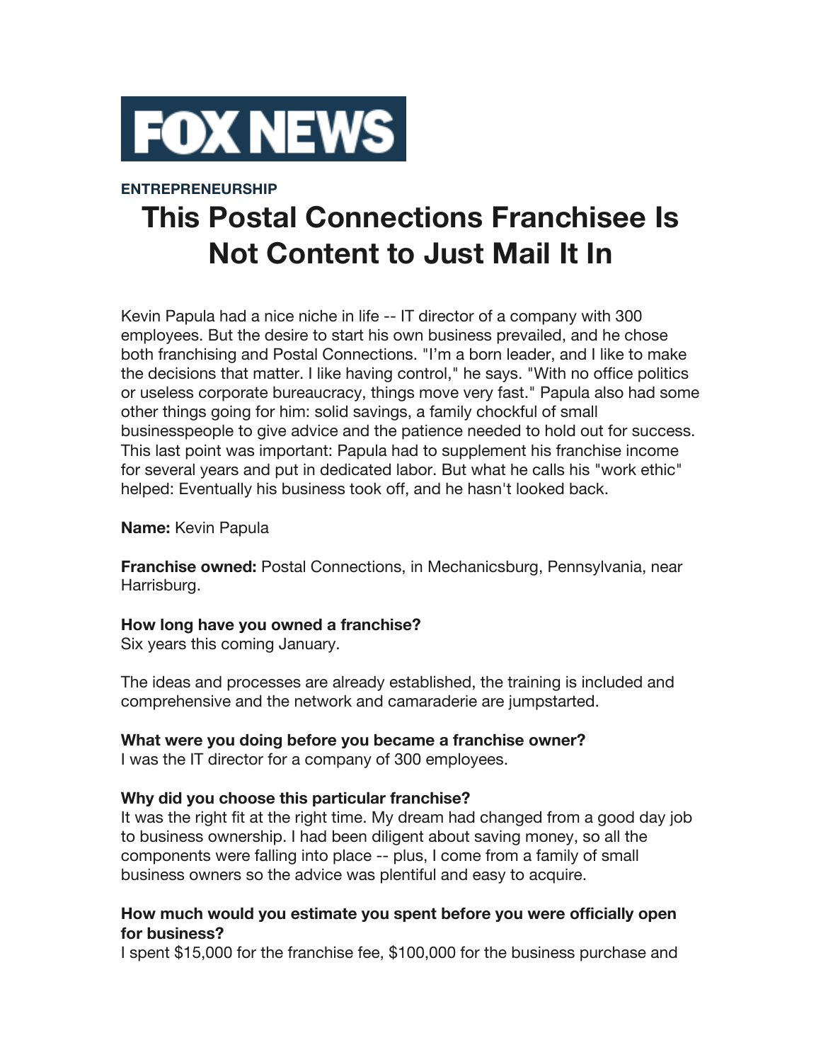FOX NEWS

**ENTREPRENEURSHIP**

# This Postal Connections Franchisee Is Not Content to Just Mail It In

Kevin Papula had a nice niche in life -- IT director of a company with 300 employees. But the desire to start his own business prevailed, and he chose both franchising and Postal Connections. "I'm a born leader, and I like to make the decisions that matter. I like having control," he says. "With no office politics or useless corporate bureaucracy, things move very fast." Papula also had some other things going for him: solid savings, a family chockful of small businesspeople to give advice and the patience needed to hold out for success. This last point was important: Papula had to supplement his franchise income for several years and put in dedicated labor. But what he calls his "work ethic" helped: Eventually his business took off, and he hasn't looked back.

**Name:** Kevin Papula

**Franchise owned:** Postal Connections, in Mechanicsburg, Pennsylvania, near Harrisburg.

**How long have you owned a franchise?**
Six years this coming January.

The ideas and processes are already established, the training is included and comprehensive and the network and camaraderie are jumpstarted.

**What were you doing before you became a franchise owner?**
I was the IT director for a company of 300 employees.

**Why did you choose this particular franchise?**
It was the right fit at the right time. My dream had changed from a good day job to business ownership. I had been diligent about saving money, so all the components were falling into place -- plus, I come from a family of small business owners so the advice was plentiful and easy to acquire.

**How much would you estimate you spent before you were officially open for business?**
I spent $15,000 for the franchise fee, $100,000 for the business purchase and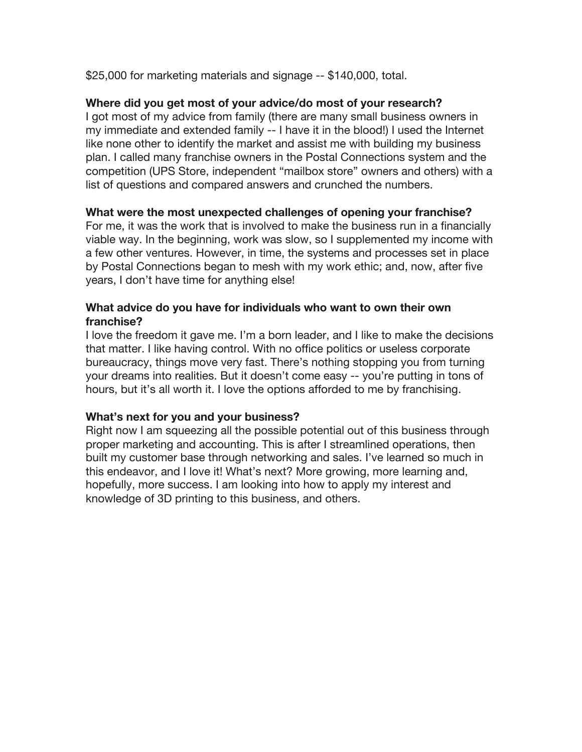$25,000 for marketing materials and signage -- $140,000, total.

**Where did you get most of your advice/do most of your research?**
I got most of my advice from family (there are many small business owners in my immediate and extended family -- I have it in the blood!) I used the Internet like none other to identify the market and assist me with building my business plan. I called many franchise owners in the Postal Connections system and the competition (UPS Store, independent "mailbox store" owners and others) with a list of questions and compared answers and crunched the numbers.

**What were the most unexpected challenges of opening your franchise?**
For me, it was the work that is involved to make the business run in a financially viable way. In the beginning, work was slow, so I supplemented my income with a few other ventures. However, in time, the systems and processes set in place by Postal Connections began to mesh with my work ethic; and, now, after five years, I don't have time for anything else!

**What advice do you have for individuals who want to own their own franchise?**
I love the freedom it gave me. I'm a born leader, and I like to make the decisions that matter. I like having control. With no office politics or useless corporate bureaucracy, things move very fast. There's nothing stopping you from turning your dreams into realities. But it doesn't come easy -- you're putting in tons of hours, but it's all worth it. I love the options afforded to me by franchising.

**What's next for you and your business?**
Right now I am squeezing all the possible potential out of this business through proper marketing and accounting. This is after I streamlined operations, then built my customer base through networking and sales. I've learned so much in this endeavor, and I love it! What's next? More growing, more learning and, hopefully, more success. I am looking into how to apply my interest and knowledge of 3D printing to this business, and others.